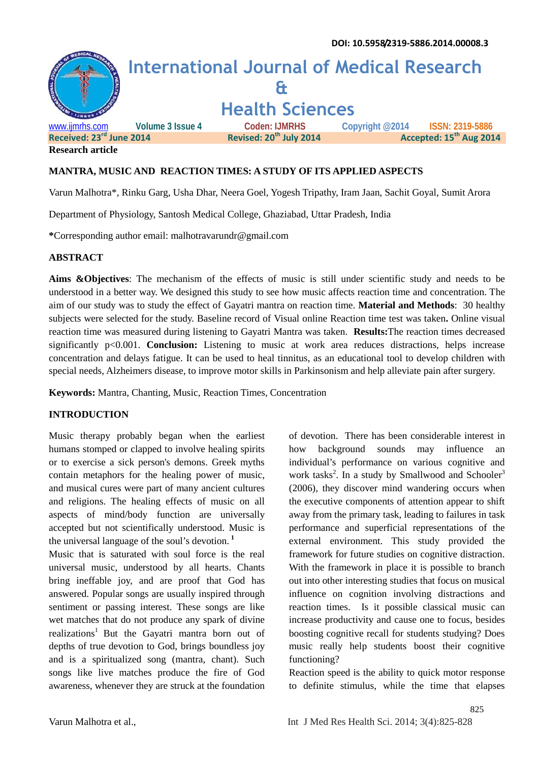DOI: 10.5958/2319-5886.2014.00008.3

# International Journal of Medical Research & Health Sciences

www.ijmrhs.com Volume 3 Issue 4 Coden: IJMRHS Copyright @2014 ISSN: 2319-5886

Received: 23rd June 2014 Revised: 20th July 2014 Accepted: 15th Aug 2014

**Research article**

## MANTRA, MUSIC AND REACTION TIMES: A STUDY OF ITS APPLIED ASPECTS

Varun Malhotra*, Rinku Garg, Usha Dhar, Neera Goel, Yogesh Tripathy, Iram Jaan, Sachit Goyal, Sumit Arora

Department of Physiology, Santosh Medical College, Ghaziabad, Uttar Pradesh, India

*Corresponding author email: malhotravarundr@gmail.com

## ABSTRACT

**Aims &Objectives**: The mechanism of the effects of music is still under scientific study and needs to be understood in a better way. We designed this study to see how music affects reaction time and concentration. The aim of our study was to study the effect of Gayatri mantra on reaction time. **Material and Methods**: 30 healthy subjects were selected for the study. Baseline record of Visual online Reaction time test was taken**.** Online visual reaction time was measured during listening to Gayatri Mantra was taken. **Results:**The reaction times decreased significantly $p<0.001$. **Conclusion:** Listening to music at work area reduces distractions, helps increase concentration and delays fatigue. It can be used to heal tinnitus, as an educational tool to develop children with special needs, Alzheimers disease, to improve motor skills in Parkinsonism and help alleviate pain after surgery.

**Keywords:** Mantra, Chanting, Music, Reaction Times, Concentration

## INTRODUCTION

Music therapy probably began when the earliest humans stomped or clapped to involve healing spirits or to exercise a sick person's demons. Greek myths contain metaphors for the healing power of music, and musical cures were part of many ancient cultures and religions. The healing effects of music on all aspects of mind/body function are universally accepted but not scientifically understood. Music is the universal language of the soul's devotion. [1]

Music that is saturated with soul force is the real universal music, understood by all hearts. Chants bring ineffable joy, and are proof that God has answered. Popular songs are usually inspired through sentiment or passing interest. These songs are like wet matches that do not produce any spark of divine realizations[1] But the Gayatri mantra born out of depths of true devotion to God, brings boundless joy and is a spiritualized song (mantra, chant). Such songs like live matches produce the fire of God awareness, whenever they are struck at the foundation of devotion. There has been considerable interest in how background sounds may influence an individual's performance on various cognitive and work tasks[2]. In a study by Smallwood and Schooler[3] (2006), they discover mind wandering occurs when the executive components of attention appear to shift away from the primary task, leading to failures in task performance and superficial representations of the external environment. This study provided the framework for future studies on cognitive distraction. With the framework in place it is possible to branch out into other interesting studies that focus on musical influence on cognition involving distractions and reaction times. Is it possible classical music can increase productivity and cause one to focus, besides boosting cognitive recall for students studying? Does music really help students boost their cognitive functioning?

Reaction speed is the ability to quick motor response to definite stimulus, while the time that elapses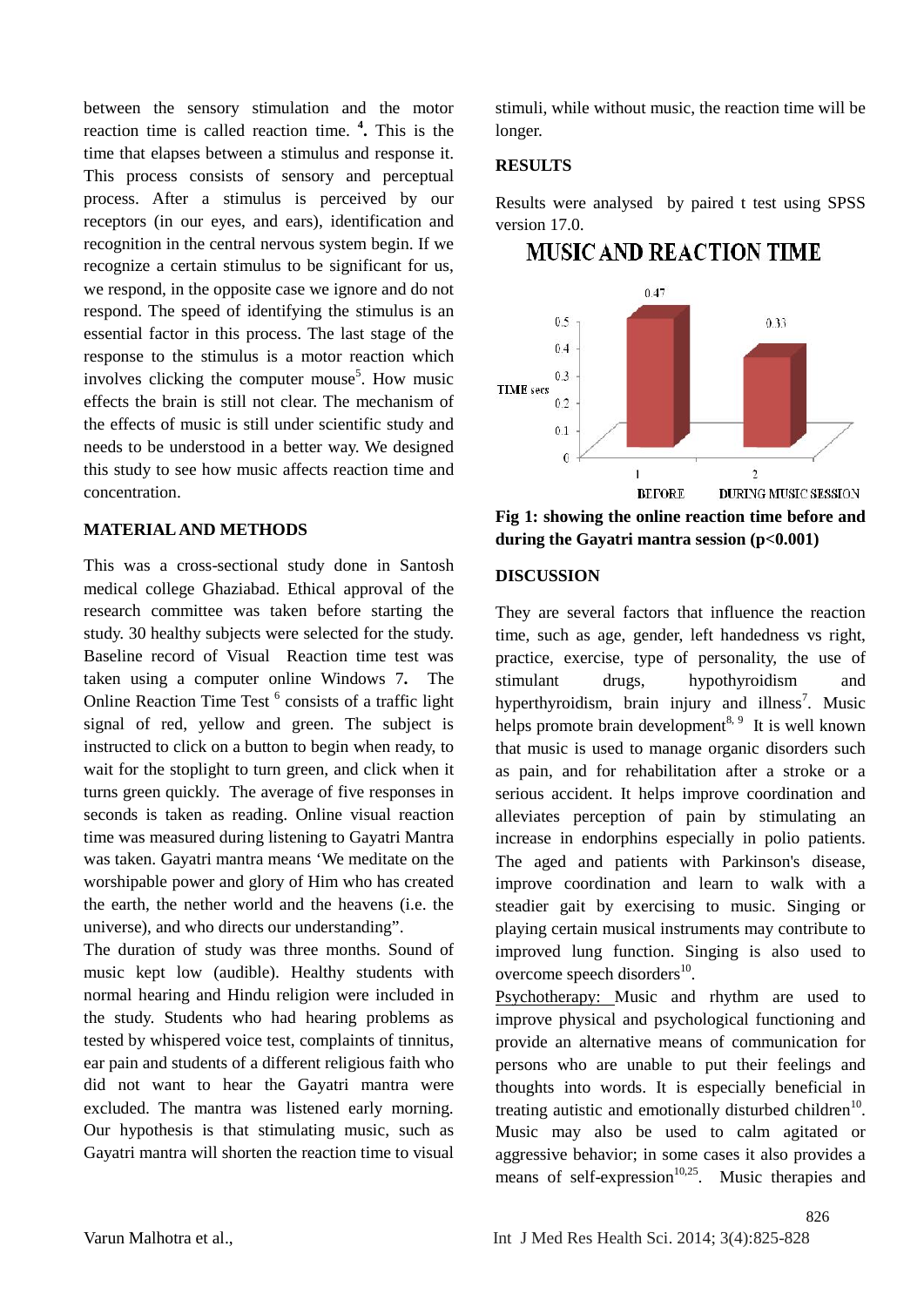between the sensory stimulation and the motor reaction time is called reaction time. [4]. This is the time that elapses between a stimulus and response it. This process consists of sensory and perceptual process. After a stimulus is perceived by our receptors (in our eyes, and ears), identification and recognition in the central nervous system begin. If we recognize a certain stimulus to be significant for us, we respond, in the opposite case we ignore and do not respond. The speed of identifying the stimulus is an essential factor in this process. The last stage of the response to the stimulus is a motor reaction which involves clicking the computer mouse[5]. How music effects the brain is still not clear. The mechanism of the effects of music is still under scientific study and needs to be understood in a better way. We designed this study to see how music affects reaction time and concentration.

## MATERIAL AND METHODS

This was a cross-sectional study done in Santosh medical college Ghaziabad. Ethical approval of the research committee was taken before starting the study. 30 healthy subjects were selected for the study. Baseline record of Visual Reaction time test was taken using a computer online Windows 7**.** The Online Reaction Time Test [6] consists of a traffic light signal of red, yellow and green. The subject is instructed to click on a button to begin when ready, to wait for the stoplight to turn green, and click when it turns green quickly. The average of five responses in seconds is taken as reading. Online visual reaction time was measured during listening to Gayatri Mantra was taken. Gayatri mantra means 'We meditate on the worshipable power and glory of Him who has created the earth, the nether world and the heavens (i.e. the universe), and who directs our understanding".

The duration of study was three months. Sound of music kept low (audible). Healthy students with normal hearing and Hindu religion were included in the study. Students who had hearing problems as tested by whispered voice test, complaints of tinnitus, ear pain and students of a different religious faith who did not want to hear the Gayatri mantra were excluded. The mantra was listened early morning. Our hypothesis is that stimulating music, such as Gayatri mantra will shorten the reaction time to visual stimuli, while without music, the reaction time will be longer.

## RESULTS

Results were analysed by paired t test using SPSS version 17.0.

MUSIC AND REACTION TIME

| | 1 BEFORE | 2 DURING MUSIC SESSION |
|---|---|---|
| TIME secs | 0.47 | 0.33 |

**Fig 1: showing the online reaction time before and during the Gayatri mantra session ($p<0.001$)**

## DISCUSSION

They are several factors that influence the reaction time, such as age, gender, left handedness vs right, practice, exercise, type of personality, the use of stimulant drugs, hypothyroidism and hyperthyroidism, brain injury and illness[7]. Music helps promote brain development[8, 9] It is well known that music is used to manage organic disorders such as pain, and for rehabilitation after a stroke or a serious accident. It helps improve coordination and alleviates perception of pain by stimulating an increase in endorphins especially in polio patients. The aged and patients with Parkinson's disease, improve coordination and learn to walk with a steadier gait by exercising to music. Singing or playing certain musical instruments may contribute to improved lung function. Singing is also used to overcome speech disorders[10].

Psychotherapy: Music and rhythm are used to improve physical and psychological functioning and provide an alternative means of communication for persons who are unable to put their feelings and thoughts into words. It is especially beneficial in treating autistic and emotionally disturbed children[10]. Music may also be used to calm agitated or aggressive behavior; in some cases it also provides a means of self-expression[10,25]. Music therapies and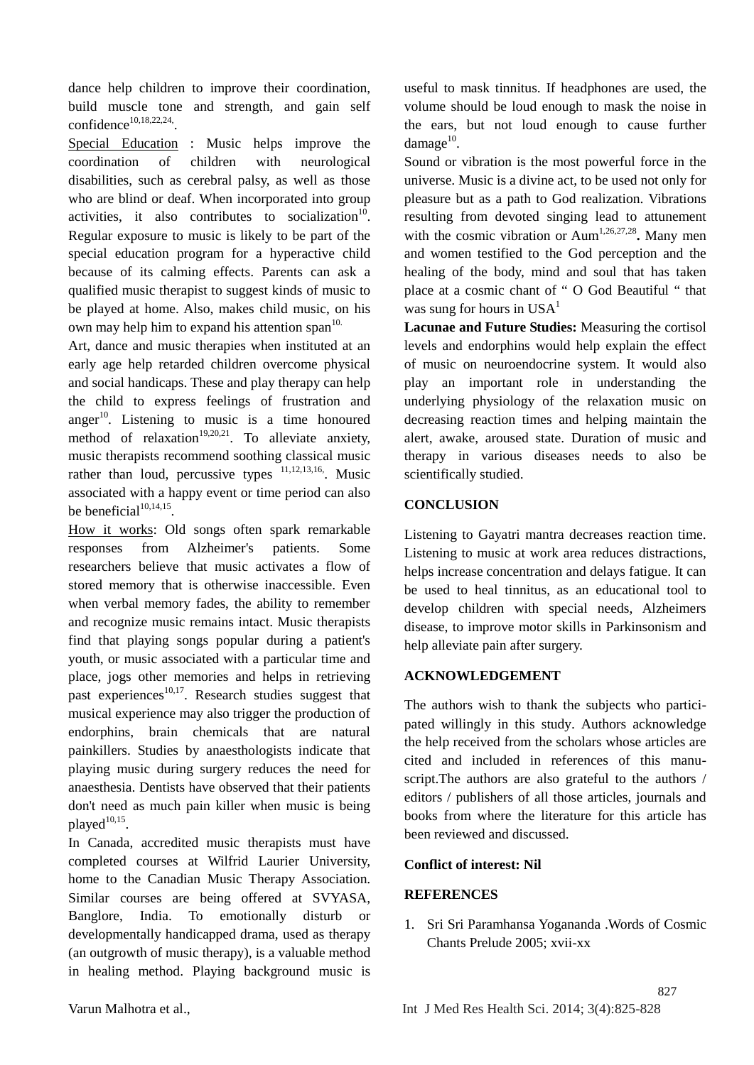dance help children to improve their coordination, build muscle tone and strength, and gain self confidence[10,18,22,24].

Special Education : Music helps improve the coordination of children with neurological disabilities, such as cerebral palsy, as well as those who are blind or deaf. When incorporated into group activities, it also contributes to socialization[10]. Regular exposure to music is likely to be part of the special education program for a hyperactive child because of its calming effects. Parents can ask a qualified music therapist to suggest kinds of music to be played at home. Also, makes child music, on his own may help him to expand his attention span[10].

Art, dance and music therapies when instituted at an early age help retarded children overcome physical and social handicaps. These and play therapy can help the child to express feelings of frustration and anger[10]. Listening to music is a time honoured method of relaxation[19,20,21]. To alleviate anxiety, music therapists recommend soothing classical music rather than loud, percussive types [11,12,13,16]. Music associated with a happy event or time period can also be beneficial[10,14,15].

How it works: Old songs often spark remarkable responses from Alzheimer's patients. Some researchers believe that music activates a flow of stored memory that is otherwise inaccessible. Even when verbal memory fades, the ability to remember and recognize music remains intact. Music therapists find that playing songs popular during a patient's youth, or music associated with a particular time and place, jogs other memories and helps in retrieving past experiences[10,17]. Research studies suggest that musical experience may also trigger the production of endorphins, brain chemicals that are natural painkillers. Studies by anaesthologists indicate that playing music during surgery reduces the need for anaesthesia. Dentists have observed that their patients don't need as much pain killer when music is being played[10,15].

In Canada, accredited music therapists must have completed courses at Wilfrid Laurier University, home to the Canadian Music Therapy Association. Similar courses are being offered at SVYASA, Banglore, India. To emotionally disturb or developmentally handicapped drama, used as therapy (an outgrowth of music therapy), is a valuable method in healing method. Playing background music is useful to mask tinnitus. If headphones are used, the volume should be loud enough to mask the noise in the ears, but not loud enough to cause further damage[10].

Sound or vibration is the most powerful force in the universe. Music is a divine act, to be used not only for pleasure but as a path to God realization. Vibrations resulting from devoted singing lead to attunement with the cosmic vibration or Aum[1,26,27,28]. Many men and women testified to the God perception and the healing of the body, mind and soul that has taken place at a cosmic chant of " O God Beautiful " that was sung for hours in USA[1]

**Lacunae and Future Studies:** Measuring the cortisol levels and endorphins would help explain the effect of music on neuroendocrine system. It would also play an important role in understanding the underlying physiology of the relaxation music on decreasing reaction times and helping maintain the alert, awake, aroused state. Duration of music and therapy in various diseases needs to also be scientifically studied.

## CONCLUSION

Listening to Gayatri mantra decreases reaction time. Listening to music at work area reduces distractions, helps increase concentration and delays fatigue. It can be used to heal tinnitus, as an educational tool to develop children with special needs, Alzheimers disease, to improve motor skills in Parkinsonism and help alleviate pain after surgery.

## ACKNOWLEDGEMENT

The authors wish to thank the subjects who participated willingly in this study. Authors acknowledge the help received from the scholars whose articles are cited and included in references of this manuscript.The authors are also grateful to the authors / editors / publishers of all those articles, journals and books from where the literature for this article has been reviewed and discussed.

**Conflict of interest: Nil**

## REFERENCES

1. Sri Sri Paramhansa Yogananda .Words of Cosmic Chants Prelude 2005; xvii-xx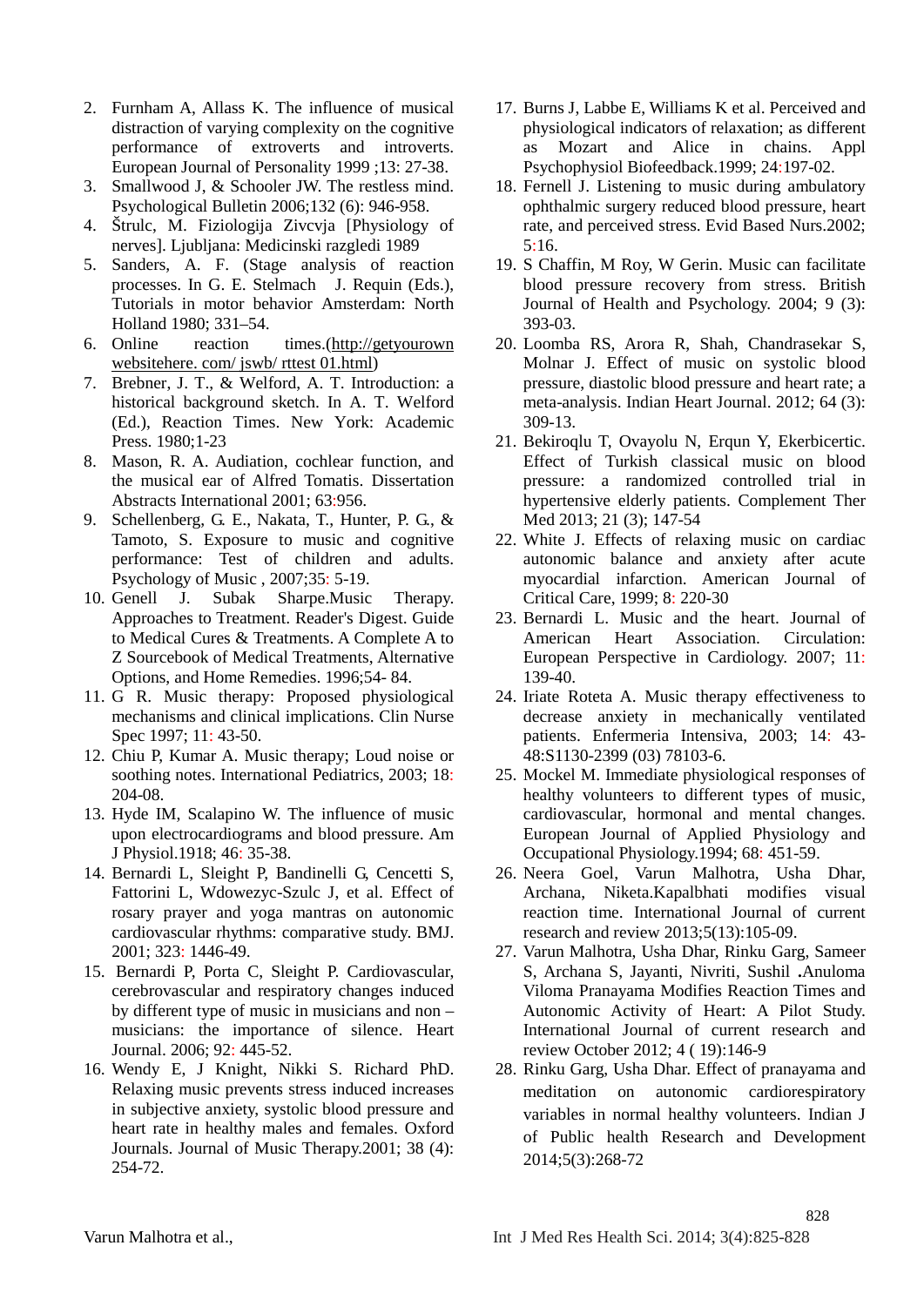2. Furnham A, Allass K. The influence of musical distraction of varying complexity on the cognitive performance of extroverts and introverts. European Journal of Personality 1999 ;13: 27-38.
3. Smallwood J, & Schooler JW. The restless mind. Psychological Bulletin 2006;132 (6): 946-958.
4. Štrulc, M. Fiziologija Zivcvja [Physiology of nerves]. Ljubljana: Medicinski razgledi 1989
5. Sanders, A. F. (Stage analysis of reaction processes. In G. E. Stelmach J. Requin (Eds.), Tutorials in motor behavior Amsterdam: North Holland 1980; 331–54.
6. Online reaction times.(http://getyourown websitehere. com/ jswb/ rttest 01.html)
7. Brebner, J. T., & Welford, A. T. Introduction: a historical background sketch. In A. T. Welford (Ed.), Reaction Times. New York: Academic Press. 1980;1-23
8. Mason, R. A. Audiation, cochlear function, and the musical ear of Alfred Tomatis. Dissertation Abstracts International 2001; 63:956.
9. Schellenberg, G. E., Nakata, T., Hunter, P. G., & Tamoto, S. Exposure to music and cognitive performance: Test of children and adults. Psychology of Music , 2007;35: 5-19.
10. Genell J. Subak Sharpe.Music Therapy. Approaches to Treatment. Reader's Digest. Guide to Medical Cures & Treatments. A Complete A to Z Sourcebook of Medical Treatments, Alternative Options, and Home Remedies. 1996;54- 84.
11. G R. Music therapy: Proposed physiological mechanisms and clinical implications. Clin Nurse Spec 1997; 11: 43-50.
12. Chiu P, Kumar A. Music therapy; Loud noise or soothing notes. International Pediatrics, 2003; 18: 204-08.
13. Hyde IM, Scalapino W. The influence of music upon electrocardiograms and blood pressure. Am J Physiol.1918; 46: 35-38.
14. Bernardi L, Sleight P, Bandinelli G, Cencetti S, Fattorini L, Wdowezyc-Szulc J, et al. Effect of rosary prayer and yoga mantras on autonomic cardiovascular rhythms: comparative study. BMJ. 2001; 323: 1446-49.
15. Bernardi P, Porta C, Sleight P. Cardiovascular, cerebrovascular and respiratory changes induced by different type of music in musicians and non – musicians: the importance of silence. Heart Journal. 2006; 92: 445-52.
16. Wendy E, J Knight, Nikki S. Richard PhD. Relaxing music prevents stress induced increases in subjective anxiety, systolic blood pressure and heart rate in healthy males and females. Oxford Journals. Journal of Music Therapy.2001; 38 (4): 254-72.
17. Burns J, Labbe E, Williams K et al. Perceived and physiological indicators of relaxation; as different as Mozart and Alice in chains. Appl Psychophysiol Biofeedback.1999; 24:197-02.
18. Fernell J. Listening to music during ambulatory ophthalmic surgery reduced blood pressure, heart rate, and perceived stress. Evid Based Nurs.2002; 5:16.
19. S Chaffin, M Roy, W Gerin. Music can facilitate blood pressure recovery from stress. British Journal of Health and Psychology. 2004; 9 (3): 393-03.
20. Loomba RS, Arora R, Shah, Chandrasekar S, Molnar J. Effect of music on systolic blood pressure, diastolic blood pressure and heart rate; a meta-analysis. Indian Heart Journal. 2012; 64 (3): 309-13.
21. Bekiroqlu T, Ovayolu N, Erqun Y, Ekerbicertic. Effect of Turkish classical music on blood pressure: a randomized controlled trial in hypertensive elderly patients. Complement Ther Med 2013; 21 (3); 147-54
22. White J. Effects of relaxing music on cardiac autonomic balance and anxiety after acute myocardial infarction. American Journal of Critical Care, 1999; 8: 220-30
23. Bernardi L. Music and the heart. Journal of American Heart Association. Circulation: European Perspective in Cardiology. 2007; 11: 139-40.
24. Iriate Roteta A. Music therapy effectiveness to decrease anxiety in mechanically ventilated patients. Enfermeria Intensiva, 2003; 14: 43-48:S1130-2399 (03) 78103-6.
25. Mockel M. Immediate physiological responses of healthy volunteers to different types of music, cardiovascular, hormonal and mental changes. European Journal of Applied Physiology and Occupational Physiology.1994; 68: 451-59.
26. Neera Goel, Varun Malhotra, Usha Dhar, Archana, Niketa.Kapalbhati modifies visual reaction time. International Journal of current research and review 2013;5(13):105-09.
27. Varun Malhotra, Usha Dhar, Rinku Garg, Sameer S, Archana S, Jayanti, Nivriti, Sushil .Anuloma Viloma Pranayama Modifies Reaction Times and Autonomic Activity of Heart: A Pilot Study. International Journal of current research and review October 2012; 4 ( 19):146-9
28. Rinku Garg, Usha Dhar. Effect of pranayama and meditation on autonomic cardiorespiratory variables in normal healthy volunteers. Indian J of Public health Research and Development 2014;5(3):268-72